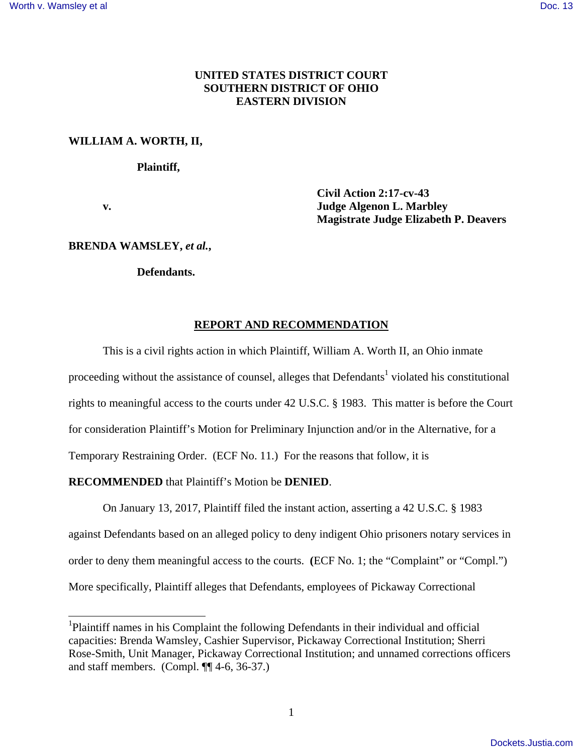**UNITED STATES DISTRICT COURT**
**SOUTHERN DISTRICT OF OHIO**
**EASTERN DIVISION**

**WILLIAM A. WORTH, II,**

**Plaintiff,**

**v.**

**Civil Action 2:17-cv-43**
**Judge Algenon L. Marbley**
**Magistrate Judge Elizabeth P. Deavers**

**BRENDA WAMSLEY, *et al.*,**

**Defendants.**

## REPORT AND RECOMMENDATION

This is a civil rights action in which Plaintiff, William A. Worth II, an Ohio inmate proceeding without the assistance of counsel, alleges that Defendants[1] violated his constitutional rights to meaningful access to the courts under 42 U.S.C. § 1983. This matter is before the Court for consideration Plaintiff's Motion for Preliminary Injunction and/or in the Alternative, for a Temporary Restraining Order. (ECF No. 11.) For the reasons that follow, it is **RECOMMENDED** that Plaintiff's Motion be **DENIED**.

On January 13, 2017, Plaintiff filed the instant action, asserting a 42 U.S.C. § 1983 against Defendants based on an alleged policy to deny indigent Ohio prisoners notary services in order to deny them meaningful access to the courts. **(**ECF No. 1; the "Complaint" or "Compl.") More specifically, Plaintiff alleges that Defendants, employees of Pickaway Correctional

---

[1]Plaintiff names in his Complaint the following Defendants in their individual and official capacities: Brenda Wamsley, Cashier Supervisor, Pickaway Correctional Institution; Sherri Rose-Smith, Unit Manager, Pickaway Correctional Institution; and unnamed corrections officers and staff members. (Compl. ¶¶ 4-6, 36-37.)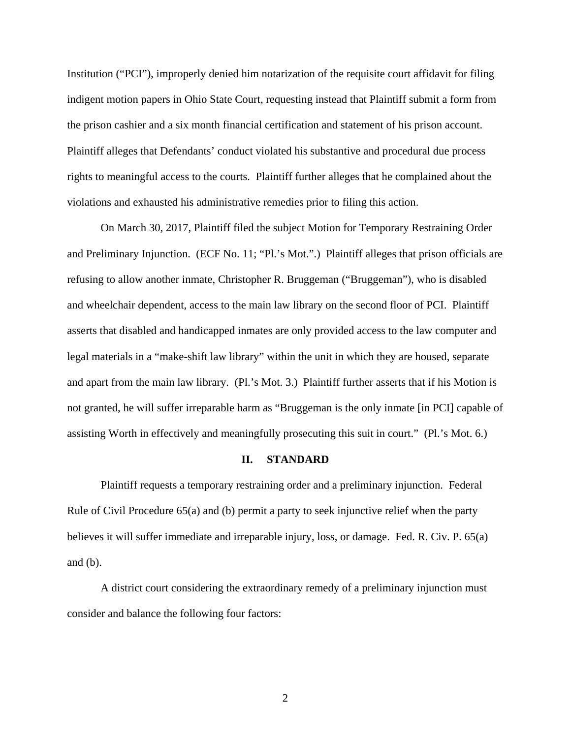Institution ("PCI"), improperly denied him notarization of the requisite court affidavit for filing indigent motion papers in Ohio State Court, requesting instead that Plaintiff submit a form from the prison cashier and a six month financial certification and statement of his prison account. Plaintiff alleges that Defendants' conduct violated his substantive and procedural due process rights to meaningful access to the courts. Plaintiff further alleges that he complained about the violations and exhausted his administrative remedies prior to filing this action.

On March 30, 2017, Plaintiff filed the subject Motion for Temporary Restraining Order and Preliminary Injunction. (ECF No. 11; "Pl.'s Mot.".) Plaintiff alleges that prison officials are refusing to allow another inmate, Christopher R. Bruggeman ("Bruggeman"), who is disabled and wheelchair dependent, access to the main law library on the second floor of PCI. Plaintiff asserts that disabled and handicapped inmates are only provided access to the law computer and legal materials in a "make-shift law library" within the unit in which they are housed, separate and apart from the main law library. (Pl.'s Mot. 3.) Plaintiff further asserts that if his Motion is not granted, he will suffer irreparable harm as "Bruggeman is the only inmate [in PCI] capable of assisting Worth in effectively and meaningfully prosecuting this suit in court." (Pl.'s Mot. 6.)

## II. STANDARD

Plaintiff requests a temporary restraining order and a preliminary injunction. Federal Rule of Civil Procedure 65(a) and (b) permit a party to seek injunctive relief when the party believes it will suffer immediate and irreparable injury, loss, or damage. Fed. R. Civ. P. 65(a) and (b).

A district court considering the extraordinary remedy of a preliminary injunction must consider and balance the following four factors: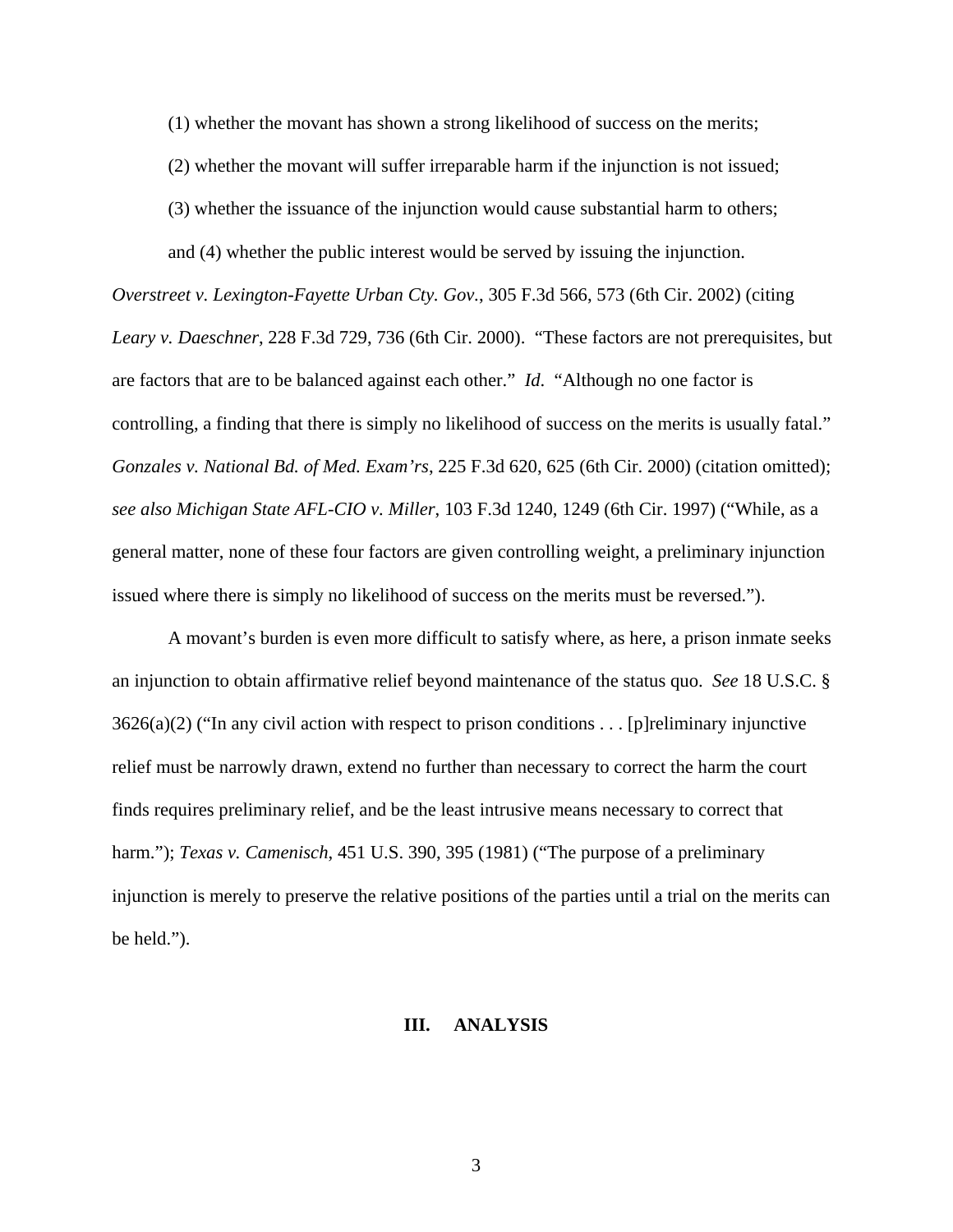(1) whether the movant has shown a strong likelihood of success on the merits;

(2) whether the movant will suffer irreparable harm if the injunction is not issued;

(3) whether the issuance of the injunction would cause substantial harm to others;

and (4) whether the public interest would be served by issuing the injunction.

*Overstreet v. Lexington-Fayette Urban Cty. Gov.*, 305 F.3d 566, 573 (6th Cir. 2002) (citing *Leary v. Daeschner*, 228 F.3d 729, 736 (6th Cir. 2000). "These factors are not prerequisites, but are factors that are to be balanced against each other." *Id*. "Although no one factor is controlling, a finding that there is simply no likelihood of success on the merits is usually fatal." *Gonzales v. National Bd. of Med. Exam'rs*, 225 F.3d 620, 625 (6th Cir. 2000) (citation omitted); *see also Michigan State AFL-CIO v. Miller*, 103 F.3d 1240, 1249 (6th Cir. 1997) ("While, as a general matter, none of these four factors are given controlling weight, a preliminary injunction issued where there is simply no likelihood of success on the merits must be reversed.").

A movant's burden is even more difficult to satisfy where, as here, a prison inmate seeks an injunction to obtain affirmative relief beyond maintenance of the status quo. *See* 18 U.S.C. § 3626(a)(2) ("In any civil action with respect to prison conditions . . . [p]reliminary injunctive relief must be narrowly drawn, extend no further than necessary to correct the harm the court finds requires preliminary relief, and be the least intrusive means necessary to correct that harm."); *Texas v. Camenisch*, 451 U.S. 390, 395 (1981) ("The purpose of a preliminary injunction is merely to preserve the relative positions of the parties until a trial on the merits can be held.").

## III. ANALYSIS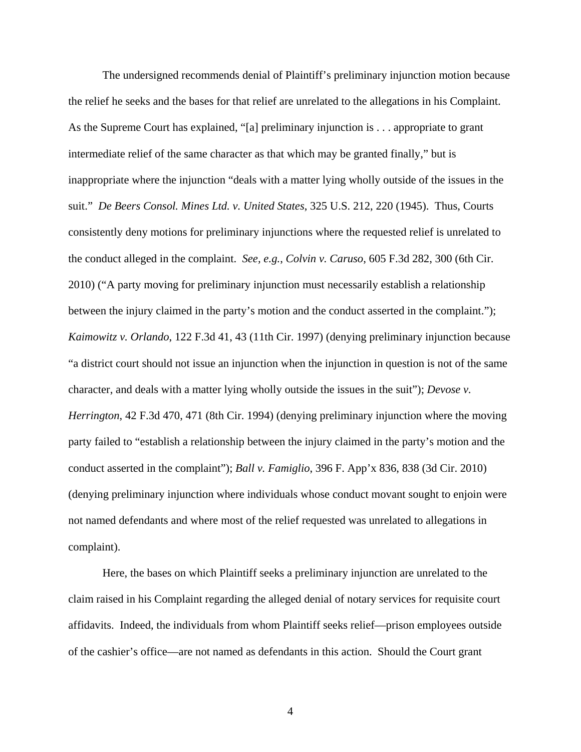The undersigned recommends denial of Plaintiff's preliminary injunction motion because the relief he seeks and the bases for that relief are unrelated to the allegations in his Complaint. As the Supreme Court has explained, "[a] preliminary injunction is . . . appropriate to grant intermediate relief of the same character as that which may be granted finally," but is inappropriate where the injunction "deals with a matter lying wholly outside of the issues in the suit." *De Beers Consol. Mines Ltd. v. United States*, 325 U.S. 212, 220 (1945). Thus, Courts consistently deny motions for preliminary injunctions where the requested relief is unrelated to the conduct alleged in the complaint. *See, e.g.*, *Colvin v. Caruso*, 605 F.3d 282, 300 (6th Cir. 2010) ("A party moving for preliminary injunction must necessarily establish a relationship between the injury claimed in the party's motion and the conduct asserted in the complaint."); *Kaimowitz v. Orlando*, 122 F.3d 41, 43 (11th Cir. 1997) (denying preliminary injunction because "a district court should not issue an injunction when the injunction in question is not of the same character, and deals with a matter lying wholly outside the issues in the suit"); *Devose v. Herrington*, 42 F.3d 470, 471 (8th Cir. 1994) (denying preliminary injunction where the moving party failed to "establish a relationship between the injury claimed in the party's motion and the conduct asserted in the complaint"); *Ball v. Famiglio*, 396 F. App'x 836, 838 (3d Cir. 2010) (denying preliminary injunction where individuals whose conduct movant sought to enjoin were not named defendants and where most of the relief requested was unrelated to allegations in complaint).

Here, the bases on which Plaintiff seeks a preliminary injunction are unrelated to the claim raised in his Complaint regarding the alleged denial of notary services for requisite court affidavits. Indeed, the individuals from whom Plaintiff seeks relief—prison employees outside of the cashier's office—are not named as defendants in this action. Should the Court grant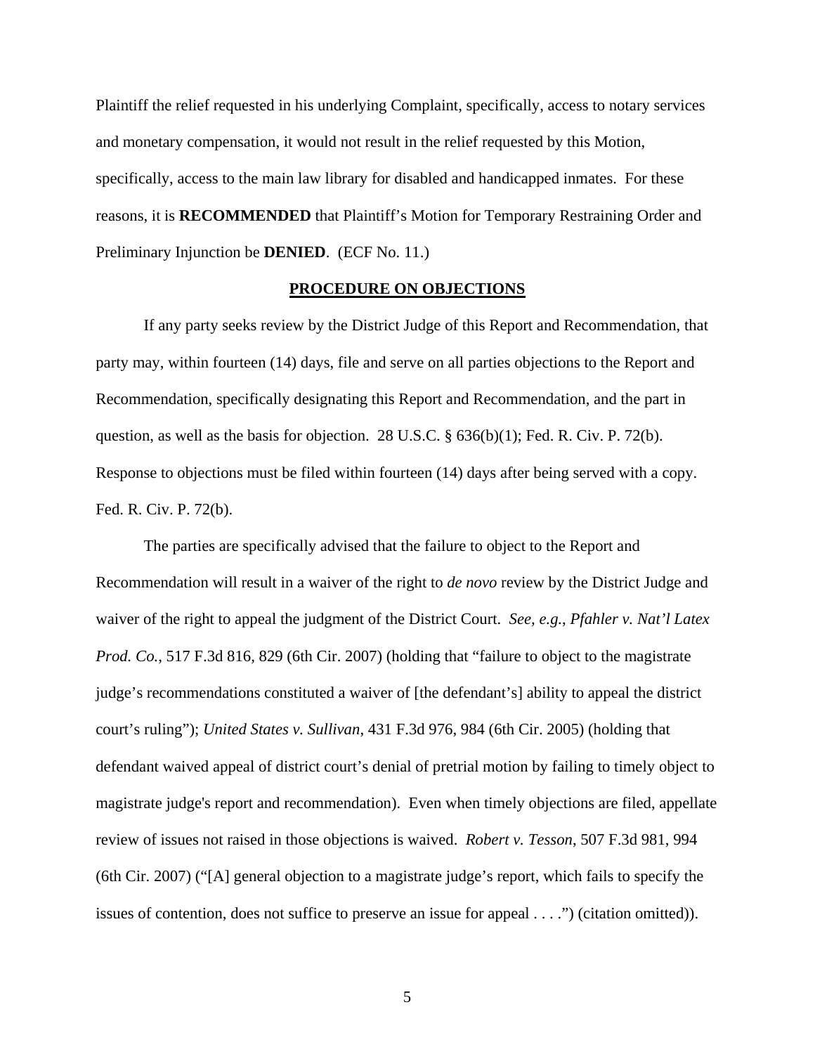Plaintiff the relief requested in his underlying Complaint, specifically, access to notary services and monetary compensation, it would not result in the relief requested by this Motion, specifically, access to the main law library for disabled and handicapped inmates. For these reasons, it is **RECOMMENDED** that Plaintiff's Motion for Temporary Restraining Order and Preliminary Injunction be **DENIED**. (ECF No. 11.)

**PROCEDURE ON OBJECTIONS**

If any party seeks review by the District Judge of this Report and Recommendation, that party may, within fourteen (14) days, file and serve on all parties objections to the Report and Recommendation, specifically designating this Report and Recommendation, and the part in question, as well as the basis for objection. 28 U.S.C. § 636(b)(1); Fed. R. Civ. P. 72(b). Response to objections must be filed within fourteen (14) days after being served with a copy. Fed. R. Civ. P. 72(b).

The parties are specifically advised that the failure to object to the Report and Recommendation will result in a waiver of the right to *de novo* review by the District Judge and waiver of the right to appeal the judgment of the District Court. *See, e.g.*, *Pfahler v. Nat'l Latex Prod. Co.*, 517 F.3d 816, 829 (6th Cir. 2007) (holding that "failure to object to the magistrate judge's recommendations constituted a waiver of [the defendant's] ability to appeal the district court's ruling"); *United States v. Sullivan*, 431 F.3d 976, 984 (6th Cir. 2005) (holding that defendant waived appeal of district court's denial of pretrial motion by failing to timely object to magistrate judge's report and recommendation). Even when timely objections are filed, appellate review of issues not raised in those objections is waived. *Robert v. Tesson*, 507 F.3d 981, 994 (6th Cir. 2007) ("[A] general objection to a magistrate judge's report, which fails to specify the issues of contention, does not suffice to preserve an issue for appeal . . . .") (citation omitted)).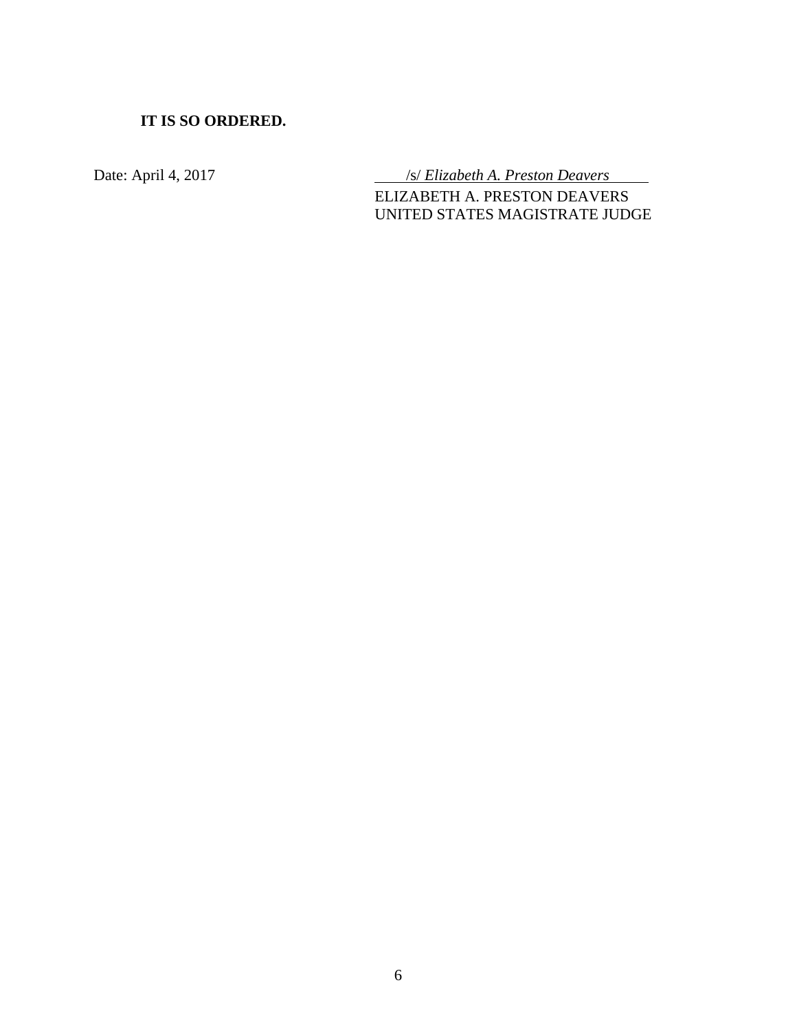**IT IS SO ORDERED.**

Date: April 4, 2017

/s/ *Elizabeth A. Preston Deavers*

ELIZABETH A. PRESTON DEAVERS
UNITED STATES MAGISTRATE JUDGE